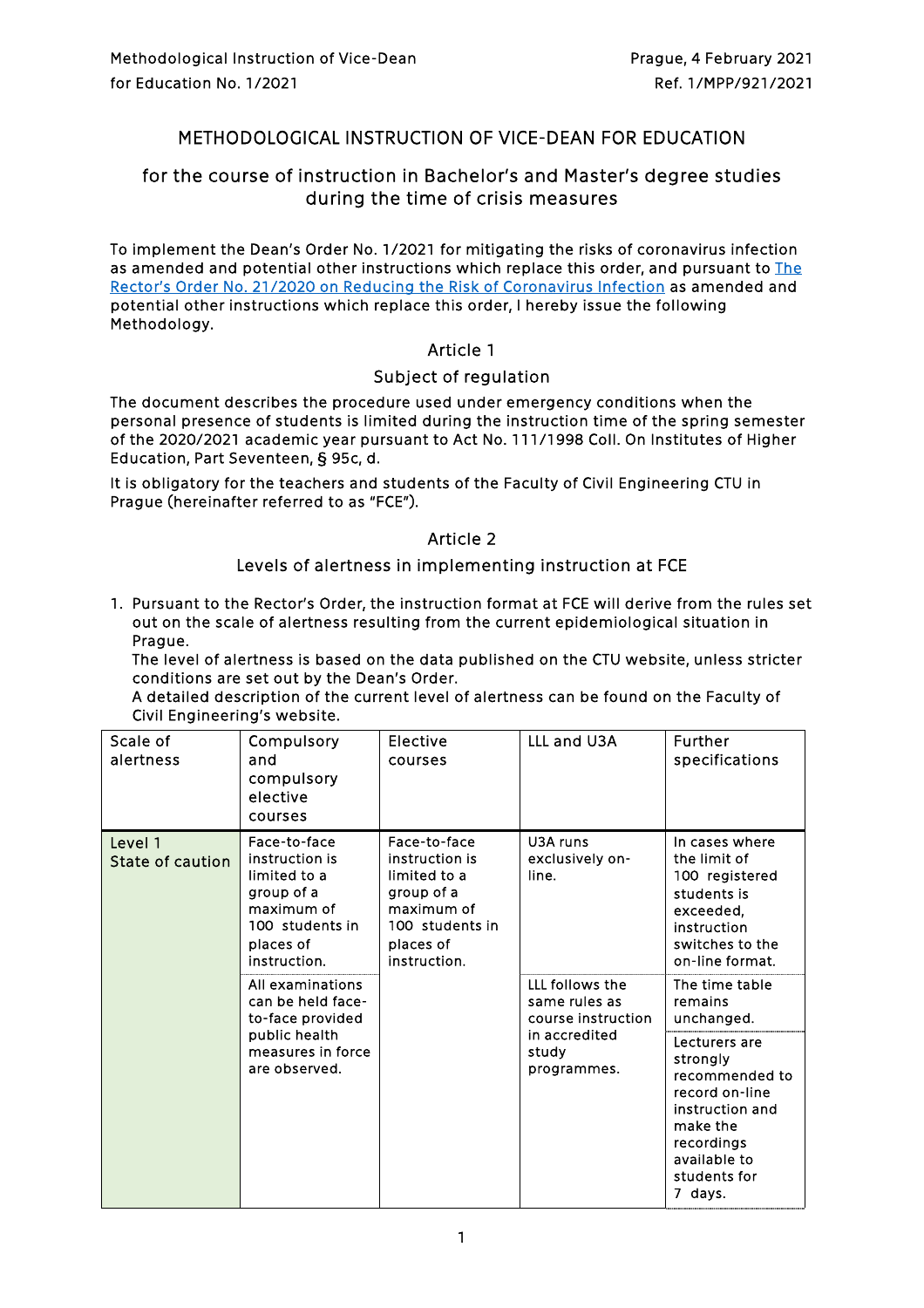Methodological Instruction of Vice-Dean for Education No. 1/2021

Prague, 4 February 2021
Ref. 1/MPP/921/2021

# METHODOLOGICAL INSTRUCTION OF VICE-DEAN FOR EDUCATION

## for the course of instruction in Bachelor's and Master's degree studies during the time of crisis measures

To implement the Dean's Order No. 1/2021 for mitigating the risks of coronavirus infection as amended and potential other instructions which replace this order, and pursuant to The Rector's Order No. 21/2020 on Reducing the Risk of Coronavirus Infection as amended and potential other instructions which replace this order, I hereby issue the following Methodology.

### Article 1

### Subject of regulation

The document describes the procedure used under emergency conditions when the personal presence of students is limited during the instruction time of the spring semester of the 2020/2021 academic year pursuant to Act No. 111/1998 Coll. On Institutes of Higher Education, Part Seventeen, § 95c, d.

It is obligatory for the teachers and students of the Faculty of Civil Engineering CTU in Prague (hereinafter referred to as "FCE").

### Article 2

### Levels of alertness in implementing instruction at FCE

1. Pursuant to the Rector's Order, the instruction format at FCE will derive from the rules set out on the scale of alertness resulting from the current epidemiological situation in Prague.
   The level of alertness is based on the data published on the CTU website, unless stricter conditions are set out by the Dean's Order.
   A detailed description of the current level of alertness can be found on the Faculty of Civil Engineering's website.

| Scale of alertness | Compulsory and compulsory elective courses | Elective courses | LLL and U3A | Further specifications |
|---|---|---|---|---|
| Level 1 State of caution | Face-to-face instruction is limited to a group of a maximum of 100 students in places of instruction. | Face-to-face instruction is limited to a group of a maximum of 100 students in places of instruction. | U3A runs exclusively on-line. | In cases where the limit of 100 registered students is exceeded, instruction switches to the on-line format. |
| | All examinations can be held face-to-face provided public health measures in force are observed. | | LLL follows the same rules as course instruction in accredited study programmes. | The time table remains unchanged. |
| | | | | Lecturers are strongly recommended to record on-line instruction and make the recordings available to students for 7 days. |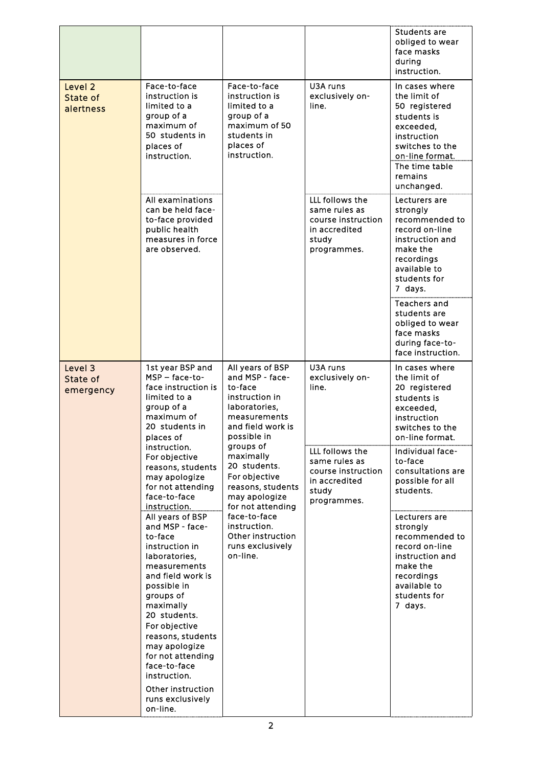| | | | | |
|---|---|---|---|---|
| | | | | Students are obliged to wear face masks during instruction. |
| Level 2 State of alertness | Face-to-face instruction is limited to a group of a maximum of 50 students in places of instruction. | Face-to-face instruction is limited to a group of a maximum of 50 students in places of instruction. | U3A runs exclusively on-line. | In cases where the limit of 50 registered students is exceeded, instruction switches to the on-line format. |
| | | | | The time table remains unchanged. |
| | All examinations can be held face-to-face provided public health measures in force are observed. | | LLL follows the same rules as course instruction in accredited study programmes. | Lecturers are strongly recommended to record on-line instruction and make the recordings available to students for 7 days. |
| | | | | Teachers and students are obliged to wear face masks during face-to-face instruction. |
| Level 3 State of emergency | 1st year BSP and MSP – face-to-face instruction is limited to a group of a maximum of 20 students in places of instruction. For objective reasons, students may apologize for not attending face-to-face instruction. | All years of BSP and MSP - face-to-face instruction in laboratories, measurements and field work is possible in groups of maximally 20 students. For objective reasons, students may apologize for not attending face-to-face instruction. Other instruction runs exclusively on-line. | U3A runs exclusively on-line. | In cases where the limit of 20 registered students is exceeded, instruction switches to the on-line format. |
| | | | LLL follows the same rules as course instruction in accredited study programmes. | Individual face-to-face consultations are possible for all students. |
| | All years of BSP and MSP - face-to-face instruction in laboratories, measurements and field work is possible in groups of maximally 20 students. For objective reasons, students may apologize for not attending face-to-face instruction. Other instruction runs exclusively on-line. | | | Lecturers are strongly recommended to record on-line instruction and make the recordings available to students for 7 days. |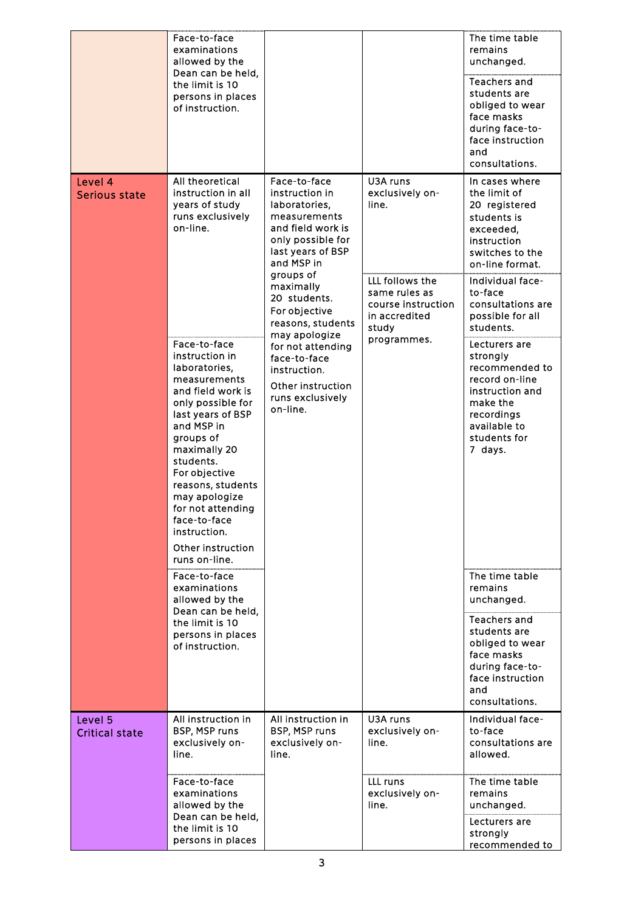| | | | | |
|---|---|---|---|---|
| | Face-to-face examinations allowed by the Dean can be held, the limit is 10 persons in places of instruction. | | | The time table remains unchanged. |
| | | | | Teachers and students are obliged to wear face masks during face-to-face instruction and consultations. |
| Level 4 Serious state | All theoretical instruction in all years of study runs exclusively on-line. | Face-to-face instruction in laboratories, measurements and field work is only possible for last years of BSP and MSP in groups of maximally 20 students. For objective reasons, students may apologize for not attending face-to-face instruction. Other instruction runs exclusively on-line. | U3A runs exclusively on-line. | In cases where the limit of 20 registered students is exceeded, instruction switches to the on-line format. |
| | | | LLL follows the same rules as course instruction in accredited study programmes. | Individual face-to-face consultations are possible for all students. |
| | Face-to-face instruction in laboratories, measurements and field work is only possible for last years of BSP and MSP in groups of maximally 20 students. For objective reasons, students may apologize for not attending face-to-face instruction. Other instruction runs on-line. | | | Lecturers are strongly recommended to record on-line instruction and make the recordings available to students for 7 days. |
| | Face-to-face examinations allowed by the Dean can be held, the limit is 10 persons in places of instruction. | | | The time table remains unchanged. |
| | | | | Teachers and students are obliged to wear face masks during face-to-face instruction and consultations. |
| Level 5 Critical state | All instruction in BSP, MSP runs exclusively on-line. | All instruction in BSP, MSP runs exclusively on-line. | U3A runs exclusively on-line. | Individual face-to-face consultations are allowed. |
| | Face-to-face examinations allowed by the Dean can be held, the limit is 10 persons in places | | LLL runs exclusively on-line. | The time table remains unchanged. |
| | | | | Lecturers are strongly recommended to |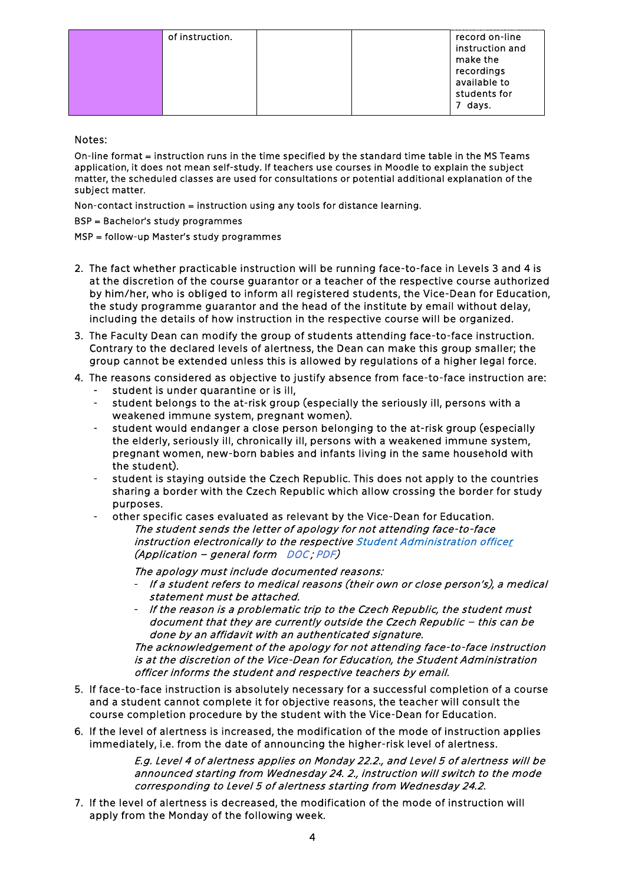|  | of instruction. |  |  | record on-line instruction and make the recordings available to students for 7 days. |
|---|---|---|---|---|

Notes:

On-line format = instruction runs in the time specified by the standard time table in the MS Teams application, it does not mean self-study. If teachers use courses in Moodle to explain the subject matter, the scheduled classes are used for consultations or potential additional explanation of the subject matter.

Non-contact instruction = instruction using any tools for distance learning.

BSP = Bachelor's study programmes

MSP = follow-up Master's study programmes

2. The fact whether practicable instruction will be running face-to-face in Levels 3 and 4 is at the discretion of the course guarantor or a teacher of the respective course authorized by him/her, who is obliged to inform all registered students, the Vice-Dean for Education, the study programme guarantor and the head of the institute by email without delay, including the details of how instruction in the respective course will be organized.
3. The Faculty Dean can modify the group of students attending face-to-face instruction. Contrary to the declared levels of alertness, the Dean can make this group smaller; the group cannot be extended unless this is allowed by regulations of a higher legal force.
4. The reasons considered as objective to justify absence from face-to-face instruction are:
   - student is under quarantine or is ill,
   - student belongs to the at-risk group (especially the seriously ill, persons with a weakened immune system, pregnant women).
   - student would endanger a close person belonging to the at-risk group (especially the elderly, seriously ill, chronically ill, persons with a weakened immune system, pregnant women, new-born babies and infants living in the same household with the student).
   - student is staying outside the Czech Republic. This does not apply to the countries sharing a border with the Czech Republic which allow crossing the border for study purposes.
   - other specific cases evaluated as relevant by the Vice-Dean for Education.

     *The student sends the letter of apology for not attending face-to-face instruction electronically to the respective Student Administration officer (Application – general form DOC ; PDF)*

     *The apology must include documented reasons:*
     - *If a student refers to medical reasons (their own or close person's), a medical statement must be attached.*
     - *If the reason is a problematic trip to the Czech Republic, the student must document that they are currently outside the Czech Republic – this can be done by an affidavit with an authenticated signature.*

     *The acknowledgement of the apology for not attending face-to-face instruction is at the discretion of the Vice-Dean for Education, the Student Administration officer informs the student and respective teachers by email.*
5. If face-to-face instruction is absolutely necessary for a successful completion of a course and a student cannot complete it for objective reasons, the teacher will consult the course completion procedure by the student with the Vice-Dean for Education.
6. If the level of alertness is increased, the modification of the mode of instruction applies immediately, i.e. from the date of announcing the higher-risk level of alertness.

   *E.g. Level 4 of alertness applies on Monday 22.2., and Level 5 of alertness will be announced starting from Wednesday 24. 2., instruction will switch to the mode corresponding to Level 5 of alertness starting from Wednesday 24.2.*
7. If the level of alertness is decreased, the modification of the mode of instruction will apply from the Monday of the following week.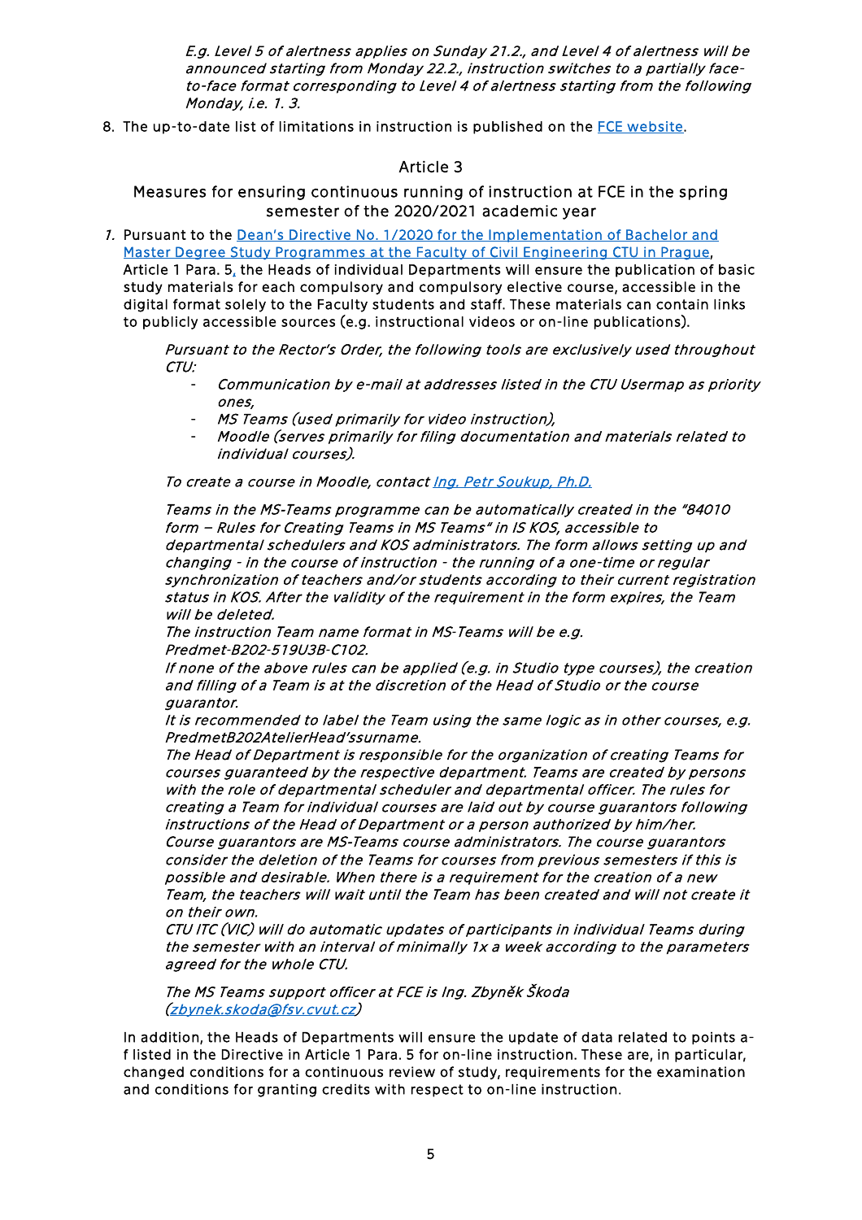*E.g. Level 5 of alertness applies on Sunday 21.2., and Level 4 of alertness will be announced starting from Monday 22.2., instruction switches to a partially face-to-face format corresponding to Level 4 of alertness starting from the following Monday, i.e. 1. 3.*

8. The up-to-date list of limitations in instruction is published on the [FCE website](#).

## Article 3

### Measures for ensuring continuous running of instruction at FCE in the spring semester of the 2020/2021 academic year

1. Pursuant to the [Dean's Directive No. 1/2020 for the Implementation of Bachelor and Master Degree Study Programmes at the Faculty of Civil Engineering CTU in Prague](#), Article 1 Para. 5, the Heads of individual Departments will ensure the publication of basic study materials for each compulsory and compulsory elective course, accessible in the digital format solely to the Faculty students and staff. These materials can contain links to publicly accessible sources (e.g. instructional videos or on-line publications).

   *Pursuant to the Rector's Order, the following tools are exclusively used throughout CTU:*
   - *Communication by e-mail at addresses listed in the CTU Usermap as priority ones,*
   - *MS Teams (used primarily for video instruction),*
   - *Moodle (serves primarily for filing documentation and materials related to individual courses).*

   *To create a course in Moodle, contact [Ing. Petr Soukup, Ph.D.](#)*

   *Teams in the MS-Teams programme can be automatically created in the "84010 form – Rules for Creating Teams in MS Teams" in IS KOS, accessible to departmental schedulers and KOS administrators. The form allows setting up and changing - in the course of instruction - the running of a one-time or regular synchronization of teachers and/or students according to their current registration status in KOS. After the validity of the requirement in the form expires, the Team will be deleted.*
   *The instruction Team name format in MS-Teams will be e.g. Predmet-B202-519U3B-C102.*
   *If none of the above rules can be applied (e.g. in Studio type courses), the creation and filling of a Team is at the discretion of the Head of Studio or the course guarantor.*
   *It is recommended to label the Team using the same logic as in other courses, e.g. PredmetB202AtelierHead'ssurname.*
   *The Head of Department is responsible for the organization of creating Teams for courses guaranteed by the respective department. Teams are created by persons with the role of departmental scheduler and departmental officer. The rules for creating a Team for individual courses are laid out by course guarantors following instructions of the Head of Department or a person authorized by him/her.*
   *Course guarantors are MS-Teams course administrators. The course guarantors consider the deletion of the Teams for courses from previous semesters if this is possible and desirable. When there is a requirement for the creation of a new Team, the teachers will wait until the Team has been created and will not create it on their own.*
   *CTU ITC (VIC) will do automatic updates of participants in individual Teams during the semester with an interval of minimally 1x a week according to the parameters agreed for the whole CTU.*

   *The MS Teams support officer at FCE is Ing. Zbyněk Škoda ([zbynek.skoda@fsv.cvut.cz](mailto:zbynek.skoda@fsv.cvut.cz))*

   In addition, the Heads of Departments will ensure the update of data related to points a-f listed in the Directive in Article 1 Para. 5 for on-line instruction. These are, in particular, changed conditions for a continuous review of study, requirements for the examination and conditions for granting credits with respect to on-line instruction.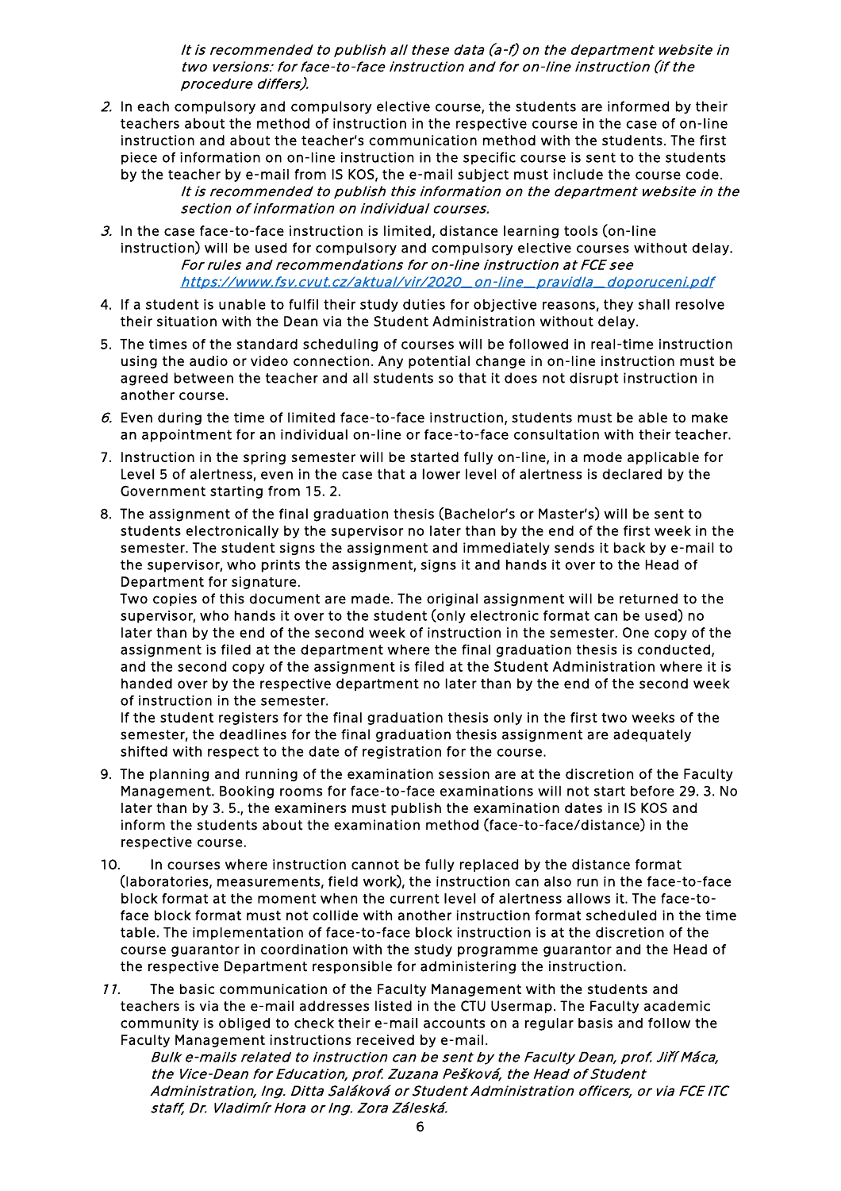*It is recommended to publish all these data (a-f) on the department website in two versions: for face-to-face instruction and for on-line instruction (if the procedure differs).*

2. In each compulsory and compulsory elective course, the students are informed by their teachers about the method of instruction in the respective course in the case of on-line instruction and about the teacher's communication method with the students. The first piece of information on on-line instruction in the specific course is sent to the students by the teacher by e-mail from IS KOS, the e-mail subject must include the course code.
   *It is recommended to publish this information on the department website in the section of information on individual courses.*
3. In the case face-to-face instruction is limited, distance learning tools (on-line instruction) will be used for compulsory and compulsory elective courses without delay.
   *For rules and recommendations for on-line instruction at FCE see [https://www.fsv.cvut.cz/aktual/vir/2020_on-line_pravidla_doporuceni.pdf](https://www.fsv.cvut.cz/aktual/vir/2020_on-line_pravidla_doporuceni.pdf)*
4. If a student is unable to fulfil their study duties for objective reasons, they shall resolve their situation with the Dean via the Student Administration without delay.
5. The times of the standard scheduling of courses will be followed in real-time instruction using the audio or video connection. Any potential change in on-line instruction must be agreed between the teacher and all students so that it does not disrupt instruction in another course.
6. Even during the time of limited face-to-face instruction, students must be able to make an appointment for an individual on-line or face-to-face consultation with their teacher.
7. Instruction in the spring semester will be started fully on-line, in a mode applicable for Level 5 of alertness, even in the case that a lower level of alertness is declared by the Government starting from 15. 2.
8. The assignment of the final graduation thesis (Bachelor's or Master's) will be sent to students electronically by the supervisor no later than by the end of the first week in the semester. The student signs the assignment and immediately sends it back by e-mail to the supervisor, who prints the assignment, signs it and hands it over to the Head of Department for signature.
   Two copies of this document are made. The original assignment will be returned to the supervisor, who hands it over to the student (only electronic format can be used) no later than by the end of the second week of instruction in the semester. One copy of the assignment is filed at the department where the final graduation thesis is conducted, and the second copy of the assignment is filed at the Student Administration where it is handed over by the respective department no later than by the end of the second week of instruction in the semester.
   If the student registers for the final graduation thesis only in the first two weeks of the semester, the deadlines for the final graduation thesis assignment are adequately shifted with respect to the date of registration for the course.
9. The planning and running of the examination session are at the discretion of the Faculty Management. Booking rooms for face-to-face examinations will not start before 29. 3. No later than by 3. 5., the examiners must publish the examination dates in IS KOS and inform the students about the examination method (face-to-face/distance) in the respective course.
10. In courses where instruction cannot be fully replaced by the distance format (laboratories, measurements, field work), the instruction can also run in the face-to-face block format at the moment when the current level of alertness allows it. The face-to-face block format must not collide with another instruction format scheduled in the time table. The implementation of face-to-face block instruction is at the discretion of the course guarantor in coordination with the study programme guarantor and the Head of the respective Department responsible for administering the instruction.
11. The basic communication of the Faculty Management with the students and teachers is via the e-mail addresses listed in the CTU Usermap. The Faculty academic community is obliged to check their e-mail accounts on a regular basis and follow the Faculty Management instructions received by e-mail.
   *Bulk e-mails related to instruction can be sent by the Faculty Dean, prof. Jiří Máca, the Vice-Dean for Education, prof. Zuzana Pešková, the Head of Student Administration, Ing. Ditta Saláková or Student Administration officers, or via FCE ITC staff, Dr. Vladimír Hora or Ing. Zora Záleská.*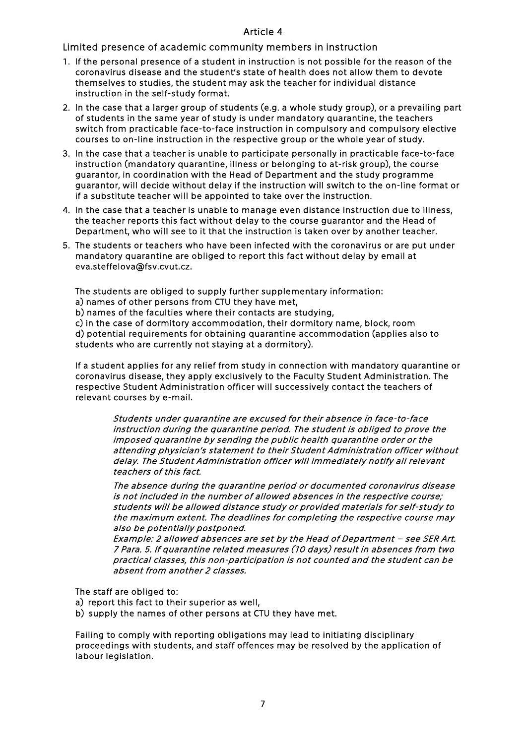## Article 4

### Limited presence of academic community members in instruction

1. If the personal presence of a student in instruction is not possible for the reason of the coronavirus disease and the student's state of health does not allow them to devote themselves to studies, the student may ask the teacher for individual distance instruction in the self-study format.
2. In the case that a larger group of students (e.g. a whole study group), or a prevailing part of students in the same year of study is under mandatory quarantine, the teachers switch from practicable face-to-face instruction in compulsory and compulsory elective courses to on-line instruction in the respective group or the whole year of study.
3. In the case that a teacher is unable to participate personally in practicable face-to-face instruction (mandatory quarantine, illness or belonging to at-risk group), the course guarantor, in coordination with the Head of Department and the study programme guarantor, will decide without delay if the instruction will switch to the on-line format or if a substitute teacher will be appointed to take over the instruction.
4. In the case that a teacher is unable to manage even distance instruction due to illness, the teacher reports this fact without delay to the course guarantor and the Head of Department, who will see to it that the instruction is taken over by another teacher.
5. The students or teachers who have been infected with the coronavirus or are put under mandatory quarantine are obliged to report this fact without delay by email at eva.steffelova@fsv.cvut.cz.

   The students are obliged to supply further supplementary information:
   a) names of other persons from CTU they have met,
   b) names of the faculties where their contacts are studying,
   c) in the case of dormitory accommodation, their dormitory name, block, room
   d) potential requirements for obtaining quarantine accommodation (applies also to students who are currently not staying at a dormitory).

   If a student applies for any relief from study in connection with mandatory quarantine or coronavirus disease, they apply exclusively to the Faculty Student Administration. The respective Student Administration officer will successively contact the teachers of relevant courses by e-mail.

   > *Students under quarantine are excused for their absence in face-to-face instruction during the quarantine period. The student is obliged to prove the imposed quarantine by sending the public health quarantine order or the attending physician's statement to their Student Administration officer without delay. The Student Administration officer will immediately notify all relevant teachers of this fact.*
   >
   > *The absence during the quarantine period or documented coronavirus disease is not included in the number of allowed absences in the respective course; students will be allowed distance study or provided materials for self-study to the maximum extent. The deadlines for completing the respective course may also be potentially postponed.*
   > *Example: 2 allowed absences are set by the Head of Department – see SER Art. 7 Para. 5. If quarantine related measures (10 days) result in absences from two practical classes, this non-participation is not counted and the student can be absent from another 2 classes.*

   The staff are obliged to:
   a) report this fact to their superior as well,
   b) supply the names of other persons at CTU they have met.

   Failing to comply with reporting obligations may lead to initiating disciplinary proceedings with students, and staff offences may be resolved by the application of labour legislation.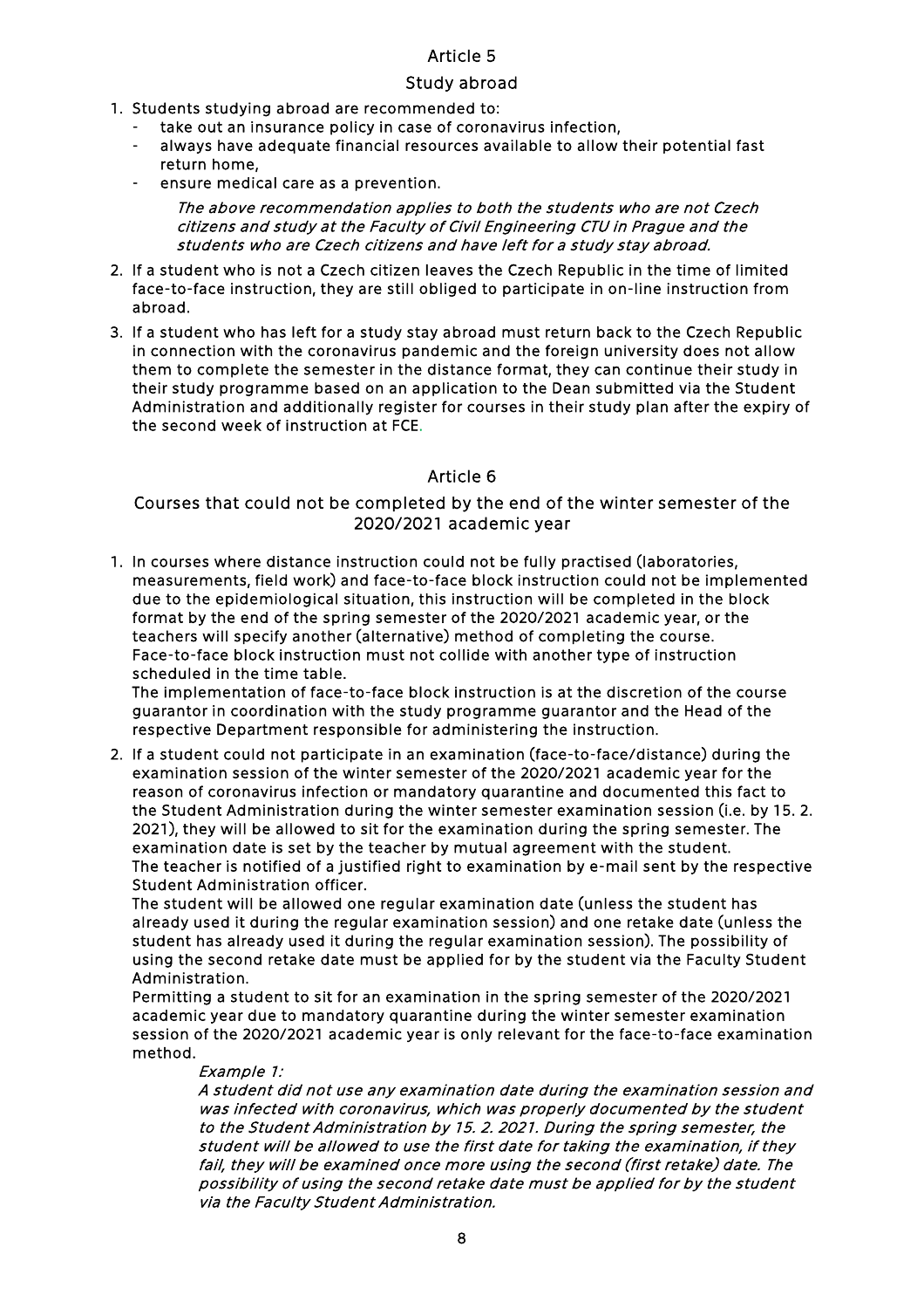## Article 5

### Study abroad

1. Students studying abroad are recommended to:
   - take out an insurance policy in case of coronavirus infection,
   - always have adequate financial resources available to allow their potential fast return home,
   - ensure medical care as a prevention.

   *The above recommendation applies to both the students who are not Czech citizens and study at the Faculty of Civil Engineering CTU in Prague and the students who are Czech citizens and have left for a study stay abroad.*
2. If a student who is not a Czech citizen leaves the Czech Republic in the time of limited face-to-face instruction, they are still obliged to participate in on-line instruction from abroad.
3. If a student who has left for a study stay abroad must return back to the Czech Republic in connection with the coronavirus pandemic and the foreign university does not allow them to complete the semester in the distance format, they can continue their study in their study programme based on an application to the Dean submitted via the Student Administration and additionally register for courses in their study plan after the expiry of the second week of instruction at FCE.

## Article 6

### Courses that could not be completed by the end of the winter semester of the 2020/2021 academic year

1. In courses where distance instruction could not be fully practised (laboratories, measurements, field work) and face-to-face block instruction could not be implemented due to the epidemiological situation, this instruction will be completed in the block format by the end of the spring semester of the 2020/2021 academic year, or the teachers will specify another (alternative) method of completing the course.
   Face-to-face block instruction must not collide with another type of instruction scheduled in the time table.
   The implementation of face-to-face block instruction is at the discretion of the course guarantor in coordination with the study programme guarantor and the Head of the respective Department responsible for administering the instruction.
2. If a student could not participate in an examination (face-to-face/distance) during the examination session of the winter semester of the 2020/2021 academic year for the reason of coronavirus infection or mandatory quarantine and documented this fact to the Student Administration during the winter semester examination session (i.e. by 15. 2. 2021), they will be allowed to sit for the examination during the spring semester. The examination date is set by the teacher by mutual agreement with the student.
   The teacher is notified of a justified right to examination by e-mail sent by the respective Student Administration officer.
   The student will be allowed one regular examination date (unless the student has already used it during the regular examination session) and one retake date (unless the student has already used it during the regular examination session). The possibility of using the second retake date must be applied for by the student via the Faculty Student Administration.
   Permitting a student to sit for an examination in the spring semester of the 2020/2021 academic year due to mandatory quarantine during the winter semester examination session of the 2020/2021 academic year is only relevant for the face-to-face examination method.

   *Example 1:*
   *A student did not use any examination date during the examination session and was infected with coronavirus, which was properly documented by the student to the Student Administration by 15. 2. 2021. During the spring semester, the student will be allowed to use the first date for taking the examination, if they fail, they will be examined once more using the second (first retake) date. The possibility of using the second retake date must be applied for by the student via the Faculty Student Administration.*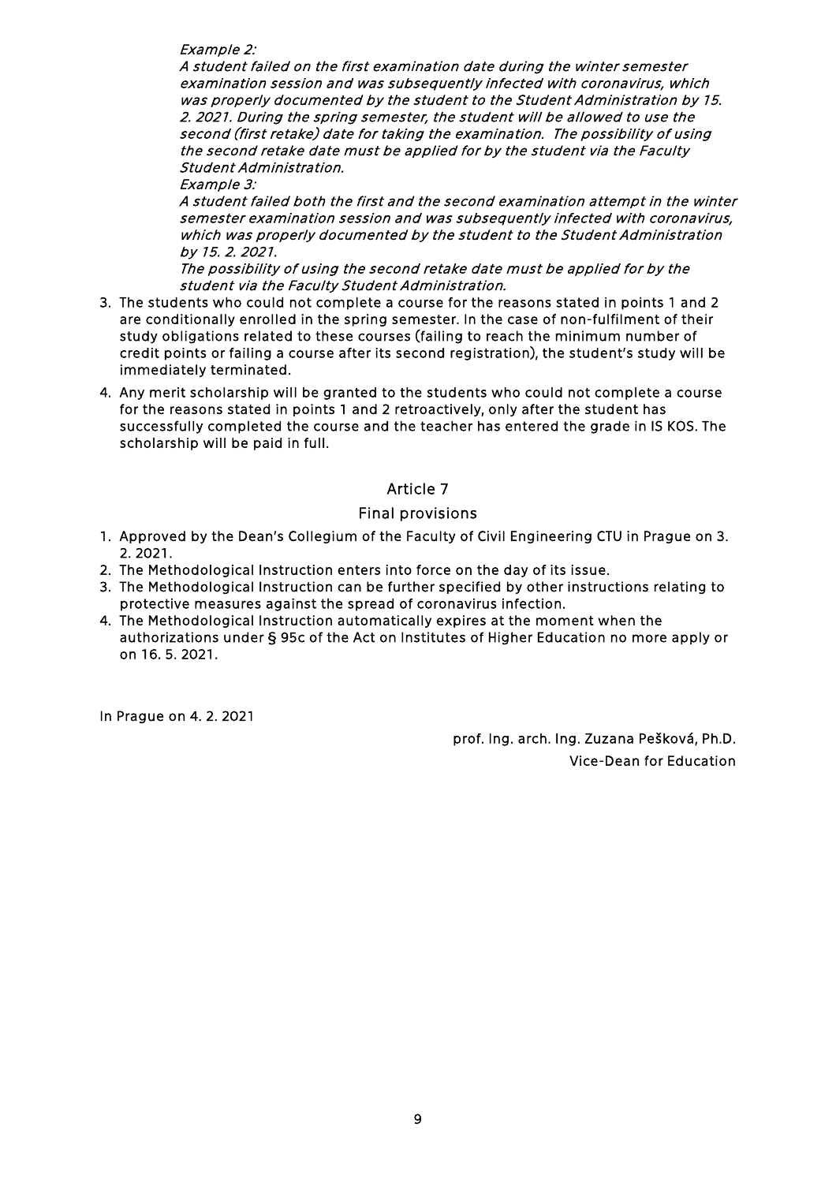*Example 2:*
*A student failed on the first examination date during the winter semester examination session and was subsequently infected with coronavirus, which was properly documented by the student to the Student Administration by 15. 2. 2021. During the spring semester, the student will be allowed to use the second (first retake) date for taking the examination. The possibility of using the second retake date must be applied for by the student via the Faculty Student Administration.*
*Example 3:*
*A student failed both the first and the second examination attempt in the winter semester examination session and was subsequently infected with coronavirus, which was properly documented by the student to the Student Administration by 15. 2. 2021.*
*The possibility of using the second retake date must be applied for by the student via the Faculty Student Administration.*

3. The students who could not complete a course for the reasons stated in points 1 and 2 are conditionally enrolled in the spring semester. In the case of non-fulfilment of their study obligations related to these courses (failing to reach the minimum number of credit points or failing a course after its second registration), the student's study will be immediately terminated.
4. Any merit scholarship will be granted to the students who could not complete a course for the reasons stated in points 1 and 2 retroactively, only after the student has successfully completed the course and the teacher has entered the grade in IS KOS. The scholarship will be paid in full.

## Article 7

## Final provisions

1. Approved by the Dean's Collegium of the Faculty of Civil Engineering CTU in Prague on 3. 2. 2021.
2. The Methodological Instruction enters into force on the day of its issue.
3. The Methodological Instruction can be further specified by other instructions relating to protective measures against the spread of coronavirus infection.
4. The Methodological Instruction automatically expires at the moment when the authorizations under § 95c of the Act on Institutes of Higher Education no more apply or on 16. 5. 2021.

In Prague on 4. 2. 2021

prof. Ing. arch. Ing. Zuzana Pešková, Ph.D.
Vice-Dean for Education